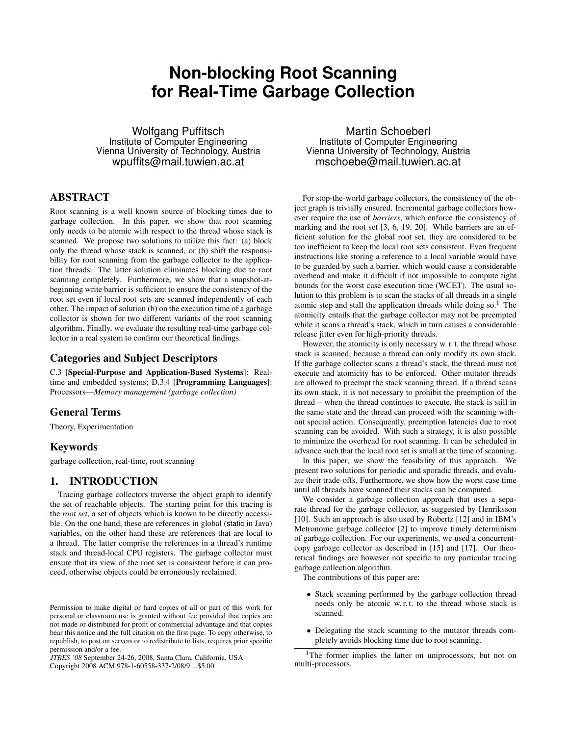# Non-blocking Root Scanning for Real-Time Garbage Collection

Wolfgang Puffitsch
Institute of Computer Engineering
Vienna University of Technology, Austria
wpuffits@mail.tuwien.ac.at

Martin Schoeberl
Institute of Computer Engineering
Vienna University of Technology, Austria
mschoebe@mail.tuwien.ac.at

## ABSTRACT

Root scanning is a well known source of blocking times due to garbage collection. In this paper, we show that root scanning only needs to be atomic with respect to the thread whose stack is scanned. We propose two solutions to utilize this fact: (a) block only the thread whose stack is scanned, or (b) shift the responsibility for root scanning from the garbage collector to the application threads. The latter solution eliminates blocking due to root scanning completely. Furthermore, we show that a snapshot-at-beginning write barrier is sufficient to ensure the consistency of the root set even if local root sets are scanned independently of each other. The impact of solution (b) on the execution time of a garbage collector is shown for two different variants of the root scanning algorithm. Finally, we evaluate the resulting real-time garbage collector in a real system to confirm our theoretical findings.

## Categories and Subject Descriptors

C.3 [**Special-Purpose and Application-Based Systems**]: Real-time and embedded systems; D.3.4 [**Programming Languages**]: Processors—*Memory management (garbage collection)*

## General Terms

Theory, Experimentation

## Keywords

garbage collection, real-time, root scanning

## 1. INTRODUCTION

Tracing garbage collectors traverse the object graph to identify the set of reachable objects. The starting point for this tracing is the *root set*, a set of objects which is known to be directly accessible. On the one hand, these are references in global (static in Java) variables, on the other hand these are references that are local to a thread. The latter comprise the references in a thread's runtime stack and thread-local CPU registers. The garbage collector must ensure that its view of the root set is consistent before it can proceed, otherwise objects could be erroneously reclaimed.

Permission to make digital or hard copies of all or part of this work for personal or classroom use is granted without fee provided that copies are not made or distributed for profit or commercial advantage and that copies bear this notice and the full citation on the first page. To copy otherwise, to republish, to post on servers or to redistribute to lists, requires prior specific permission and/or a fee.
*JTRES '08* September 24-26, 2008, Santa Clara, California, USA
Copyright 2008 ACM 978-1-60558-337-2/08/9 ...$5.00.

For stop-the-world garbage collectors, the consistency of the object graph is trivially ensured. Incremental garbage collectors however require the use of *barriers*, which enforce the consistency of marking and the root set [3, 6, 19, 20]. While barriers are an efficient solution for the global root set, they are considered to be too inefficient to keep the local root sets consistent. Even frequent instructions like storing a reference to a local variable would have to be guarded by such a barrier, which would cause a considerable overhead and make it difficult if not impossible to compute tight bounds for the worst case execution time (WCET). The usual solution to this problem is to scan the stacks of all threads in a single atomic step and stall the application threads while doing so.[1] The atomicity entails that the garbage collector may not be preempted while it scans a thread's stack, which in turn causes a considerable release jitter even for high-priority threads.

However, the atomicity is only necessary w. r. t. the thread whose stack is scanned, because a thread can only modify its own stack. If the garbage collector scans a thread's stack, the thread must not execute and atomicity has to be enforced. Other mutator threads are allowed to preempt the stack scanning thread. If a thread scans its own stack, it is not necessary to prohibit the preemption of the thread – when the thread continues to execute, the stack is still in the same state and the thread can proceed with the scanning without special action. Consequently, preemption latencies due to root scanning can be avoided. With such a strategy, it is also possible to minimize the overhead for root scanning. It can be scheduled in advance such that the local root set is small at the time of scanning.

In this paper, we show the feasibility of this approach. We present two solutions for periodic and sporadic threads, and evaluate their trade-offs. Furthermore, we show how the worst case time until all threads have scanned their stacks can be computed.

We consider a garbage collection approach that uses a separate thread for the garbage collector, as suggested by Henriksson [10]. Such an approach is also used by Robertz [12] and in IBM's Metronome garbage collector [2] to improve timely determinism of garbage collection. For our experiments, we used a concurrent-copy garbage collector as described in [15] and [17]. Our theoretical findings are however not specific to any particular tracing garbage collection algorithm.

The contributions of this paper are:

- Stack scanning performed by the garbage collection thread needs only be atomic w. r. t. to the thread whose stack is scanned.
- Delegating the stack scanning to the mutator threads completely avoids blocking time due to root scanning.

[1] The former implies the latter on uniprocessors, but not on multi-processors.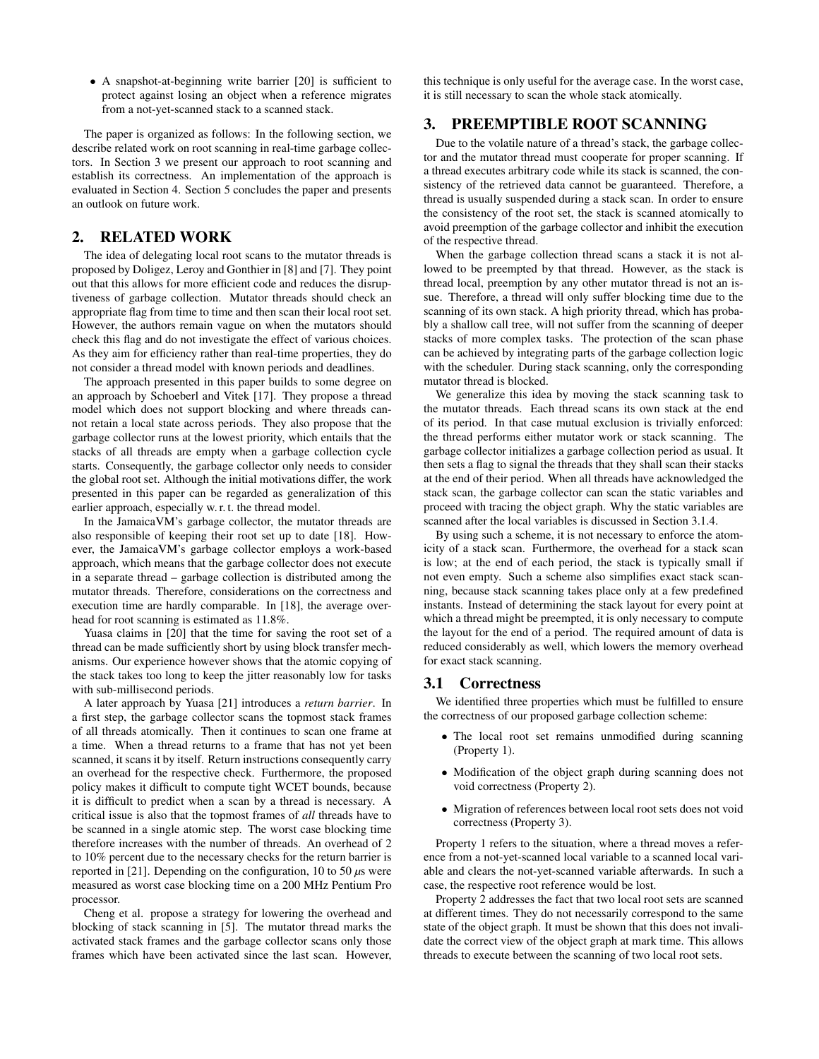- A snapshot-at-beginning write barrier [20] is sufficient to protect against losing an object when a reference migrates from a not-yet-scanned stack to a scanned stack.

The paper is organized as follows: In the following section, we describe related work on root scanning in real-time garbage collectors. In Section 3 we present our approach to root scanning and establish its correctness. An implementation of the approach is evaluated in Section 4. Section 5 concludes the paper and presents an outlook on future work.

## 2. RELATED WORK

The idea of delegating local root scans to the mutator threads is proposed by Doligez, Leroy and Gonthier in [8] and [7]. They point out that this allows for more efficient code and reduces the disruptiveness of garbage collection. Mutator threads should check an appropriate flag from time to time and then scan their local root set. However, the authors remain vague on when the mutators should check this flag and do not investigate the effect of various choices. As they aim for efficiency rather than real-time properties, they do not consider a thread model with known periods and deadlines.

The approach presented in this paper builds to some degree on an approach by Schoeberl and Vitek [17]. They propose a thread model which does not support blocking and where threads cannot retain a local state across periods. They also propose that the garbage collector runs at the lowest priority, which entails that the stacks of all threads are empty when a garbage collection cycle starts. Consequently, the garbage collector only needs to consider the global root set. Although the initial motivations differ, the work presented in this paper can be regarded as generalization of this earlier approach, especially w. r. t. the thread model.

In the JamaicaVM's garbage collector, the mutator threads are also responsible of keeping their root set up to date [18]. However, the JamaicaVM's garbage collector employs a work-based approach, which means that the garbage collector does not execute in a separate thread – garbage collection is distributed among the mutator threads. Therefore, considerations on the correctness and execution time are hardly comparable. In [18], the average overhead for root scanning is estimated as 11.8%.

Yuasa claims in [20] that the time for saving the root set of a thread can be made sufficiently short by using block transfer mechanisms. Our experience however shows that the atomic copying of the stack takes too long to keep the jitter reasonably low for tasks with sub-millisecond periods.

A later approach by Yuasa [21] introduces a *return barrier*. In a first step, the garbage collector scans the topmost stack frames of all threads atomically. Then it continues to scan one frame at a time. When a thread returns to a frame that has not yet been scanned, it scans it by itself. Return instructions consequently carry an overhead for the respective check. Furthermore, the proposed policy makes it difficult to compute tight WCET bounds, because it is difficult to predict when a scan by a thread is necessary. A critical issue is also that the topmost frames of *all* threads have to be scanned in a single atomic step. The worst case blocking time therefore increases with the number of threads. An overhead of 2 to 10% percent due to the necessary checks for the return barrier is reported in [21]. Depending on the configuration, 10 to 50 $\mu$s were measured as worst case blocking time on a 200 MHz Pentium Pro processor.

Cheng et al. propose a strategy for lowering the overhead and blocking of stack scanning in [5]. The mutator thread marks the activated stack frames and the garbage collector scans only those frames which have been activated since the last scan. However, this technique is only useful for the average case. In the worst case, it is still necessary to scan the whole stack atomically.

## 3. PREEMPTIBLE ROOT SCANNING

Due to the volatile nature of a thread's stack, the garbage collector and the mutator thread must cooperate for proper scanning. If a thread executes arbitrary code while its stack is scanned, the consistency of the retrieved data cannot be guaranteed. Therefore, a thread is usually suspended during a stack scan. In order to ensure the consistency of the root set, the stack is scanned atomically to avoid preemption of the garbage collector and inhibit the execution of the respective thread.

When the garbage collection thread scans a stack it is not allowed to be preempted by that thread. However, as the stack is thread local, preemption by any other mutator thread is not an issue. Therefore, a thread will only suffer blocking time due to the scanning of its own stack. A high priority thread, which has probably a shallow call tree, will not suffer from the scanning of deeper stacks of more complex tasks. The protection of the scan phase can be achieved by integrating parts of the garbage collection logic with the scheduler. During stack scanning, only the corresponding mutator thread is blocked.

We generalize this idea by moving the stack scanning task to the mutator threads. Each thread scans its own stack at the end of its period. In that case mutual exclusion is trivially enforced: the thread performs either mutator work or stack scanning. The garbage collector initializes a garbage collection period as usual. It then sets a flag to signal the threads that they shall scan their stacks at the end of their period. When all threads have acknowledged the stack scan, the garbage collector can scan the static variables and proceed with tracing the object graph. Why the static variables are scanned after the local variables is discussed in Section 3.1.4.

By using such a scheme, it is not necessary to enforce the atomicity of a stack scan. Furthermore, the overhead for a stack scan is low; at the end of each period, the stack is typically small if not even empty. Such a scheme also simplifies exact stack scanning, because stack scanning takes place only at a few predefined instants. Instead of determining the stack layout for every point at which a thread might be preempted, it is only necessary to compute the layout for the end of a period. The required amount of data is reduced considerably as well, which lowers the memory overhead for exact stack scanning.

### 3.1 Correctness

We identified three properties which must be fulfilled to ensure the correctness of our proposed garbage collection scheme:

- The local root set remains unmodified during scanning (Property 1).
- Modification of the object graph during scanning does not void correctness (Property 2).
- Migration of references between local root sets does not void correctness (Property 3).

Property 1 refers to the situation, where a thread moves a reference from a not-yet-scanned local variable to a scanned local variable and clears the not-yet-scanned variable afterwards. In such a case, the respective root reference would be lost.

Property 2 addresses the fact that two local root sets are scanned at different times. They do not necessarily correspond to the same state of the object graph. It must be shown that this does not invalidate the correct view of the object graph at mark time. This allows threads to execute between the scanning of two local root sets.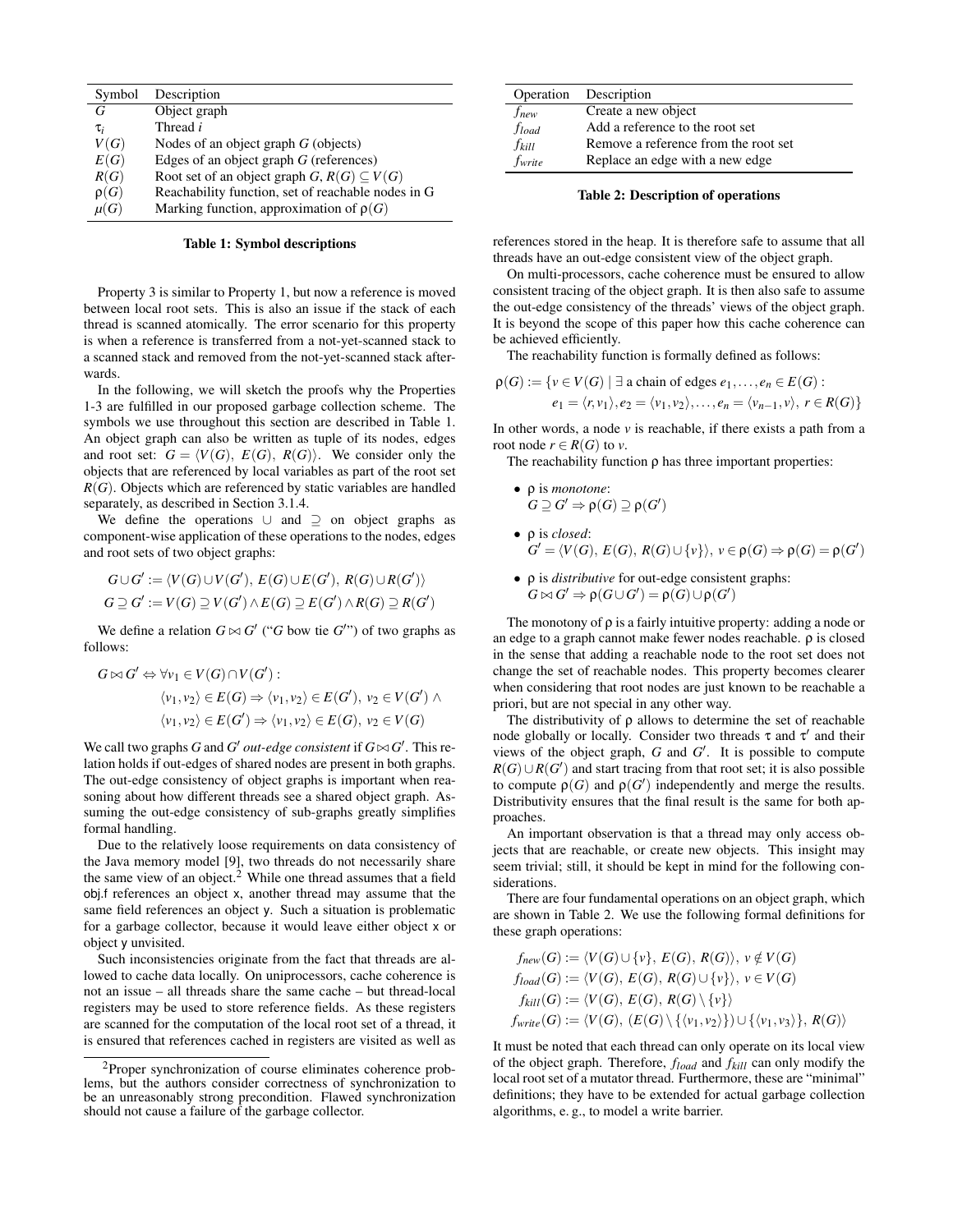| Symbol | Description |
|---|---|
| $G$ | Object graph |
| $\tau_i$ | Thread $i$ |
| $V(G)$ | Nodes of an object graph $G$ (objects) |
| $E(G)$ | Edges of an object graph $G$ (references) |
| $R(G)$ | Root set of an object graph $G$, $R(G) \subseteq V(G)$ |
| $\rho(G)$ | Reachability function, set of reachable nodes in G |
| $\mu(G)$ | Marking function, approximation of $\rho(G)$ |

**Table 1: Symbol descriptions**

Property 3 is similar to Property 1, but now a reference is moved between local root sets. This is also an issue if the stack of each thread is scanned atomically. The error scenario for this property is when a reference is transferred from a not-yet-scanned stack to a scanned stack and removed from the not-yet-scanned stack afterwards.

In the following, we will sketch the proofs why the Properties 1-3 are fulfilled in our proposed garbage collection scheme. The symbols we use throughout this section are described in Table 1. An object graph can also be written as tuple of its nodes, edges and root set: $G = \langle V(G),\ E(G),\ R(G)\rangle$. We consider only the objects that are referenced by local variables as part of the root set $R(G)$. Objects which are referenced by static variables are handled separately, as described in Section 3.1.4.

We define the operations $\cup$ and $\supseteq$ on object graphs as component-wise application of these operations to the nodes, edges and root sets of two object graphs:

$$G \cup G' := \langle V(G) \cup V(G'),\ E(G) \cup E(G'),\ R(G) \cup R(G')\rangle$$
$$G \supseteq G' := V(G) \supseteq V(G') \wedge E(G) \supseteq E(G') \wedge R(G) \supseteq R(G')$$

We define a relation $G \bowtie G'$ ("$G$ bow tie $G'$") of two graphs as follows:

$$G \bowtie G' \Leftrightarrow \forall v_1 \in V(G) \cap V(G') :$$
$$\langle v_1, v_2\rangle \in E(G) \Rightarrow \langle v_1, v_2\rangle \in E(G'),\ v_2 \in V(G') \wedge$$
$$\langle v_1, v_2\rangle \in E(G') \Rightarrow \langle v_1, v_2\rangle \in E(G),\ v_2 \in V(G)$$

We call two graphs $G$ and $G'$ *out-edge consistent* if $G \bowtie G'$. This relation holds if out-edges of shared nodes are present in both graphs. The out-edge consistency of object graphs is important when reasoning about how different threads see a shared object graph. Assuming the out-edge consistency of sub-graphs greatly simplifies formal handling.

Due to the relatively loose requirements on data consistency of the Java memory model [9], two threads do not necessarily share the same view of an object.[2] While one thread assumes that a field obj.f references an object x, another thread may assume that the same field references an object y. Such a situation is problematic for a garbage collector, because it would leave either object x or object y unvisited.

Such inconsistencies originate from the fact that threads are allowed to cache data locally. On uniprocessors, cache coherence is not an issue – all threads share the same cache – but thread-local registers may be used to store reference fields. As these registers are scanned for the computation of the local root set of a thread, it is ensured that references cached in registers are visited as well as references stored in the heap. It is therefore safe to assume that all threads have an out-edge consistent view of the object graph.

On multi-processors, cache coherence must be ensured to allow consistent tracing of the object graph. It is then also safe to assume the out-edge consistency of the threads' views of the object graph. It is beyond the scope of this paper how this cache coherence can be achieved efficiently.

The reachability function is formally defined as follows:

$$\rho(G) := \{v \in V(G) \mid \exists \text{ a chain of edges } e_1, \ldots, e_n \in E(G) :$$
$$e_1 = \langle r, v_1\rangle, e_2 = \langle v_1, v_2\rangle, \ldots, e_n = \langle v_{n-1}, v\rangle,\ r \in R(G)\}$$

In other words, a node $v$ is reachable, if there exists a path from a root node $r \in R(G)$ to $v$.

The reachability function $\rho$ has three important properties:

- $\rho$ is *monotone*:
  $G \supseteq G' \Rightarrow \rho(G) \supseteq \rho(G')$
- $\rho$ is *closed*:
  $G' = \langle V(G),\ E(G),\ R(G) \cup \{v\}\rangle,\ v \in \rho(G) \Rightarrow \rho(G) = \rho(G')$
- $\rho$ is *distributive* for out-edge consistent graphs:
  $G \bowtie G' \Rightarrow \rho(G \cup G') = \rho(G) \cup \rho(G')$

The monotony of $\rho$ is a fairly intuitive property: adding a node or an edge to a graph cannot make fewer nodes reachable. $\rho$ is closed in the sense that adding a reachable node to the root set does not change the set of reachable nodes. This property becomes clearer when considering that root nodes are just known to be reachable a priori, but are not special in any other way.

The distributivity of $\rho$ allows to determine the set of reachable node globally or locally. Consider two threads $\tau$ and $\tau'$ and their views of the object graph, $G$ and $G'$. It is possible to compute $R(G) \cup R(G')$ and start tracing from that root set; it is also possible to compute $\rho(G)$ and $\rho(G')$ independently and merge the results. Distributivity ensures that the final result is the same for both approaches.

An important observation is that a thread may only access objects that are reachable, or create new objects. This insight may seem trivial; still, it should be kept in mind for the following considerations.

There are four fundamental operations on an object graph, which are shown in Table 2. We use the following formal definitions for these graph operations:

| Operation | Description |
|---|---|
| $f_{new}$ | Create a new object |
| $f_{load}$ | Add a reference to the root set |
| $f_{kill}$ | Remove a reference from the root set |
| $f_{write}$ | Replace an edge with a new edge |

**Table 2: Description of operations**

$$f_{new}(G) := \langle V(G) \cup \{v\},\ E(G),\ R(G)\rangle,\ v \notin V(G)$$
$$f_{load}(G) := \langle V(G),\ E(G),\ R(G) \cup \{v\}\rangle,\ v \in V(G)$$
$$f_{kill}(G) := \langle V(G),\ E(G),\ R(G) \setminus \{v\}\rangle$$
$$f_{write}(G) := \langle V(G),\ (E(G) \setminus \{\langle v_1, v_2\rangle\}) \cup \{\langle v_1, v_3\rangle\},\ R(G)\rangle$$

It must be noted that each thread can only operate on its local view of the object graph. Therefore, $f_{load}$ and $f_{kill}$ can only modify the local root set of a mutator thread. Furthermore, these are "minimal" definitions; they have to be extended for actual garbage collection algorithms, e. g., to model a write barrier.

[2] Proper synchronization of course eliminates coherence problems, but the authors consider correctness of synchronization to be an unreasonably strong precondition. Flawed synchronization should not cause a failure of the garbage collector.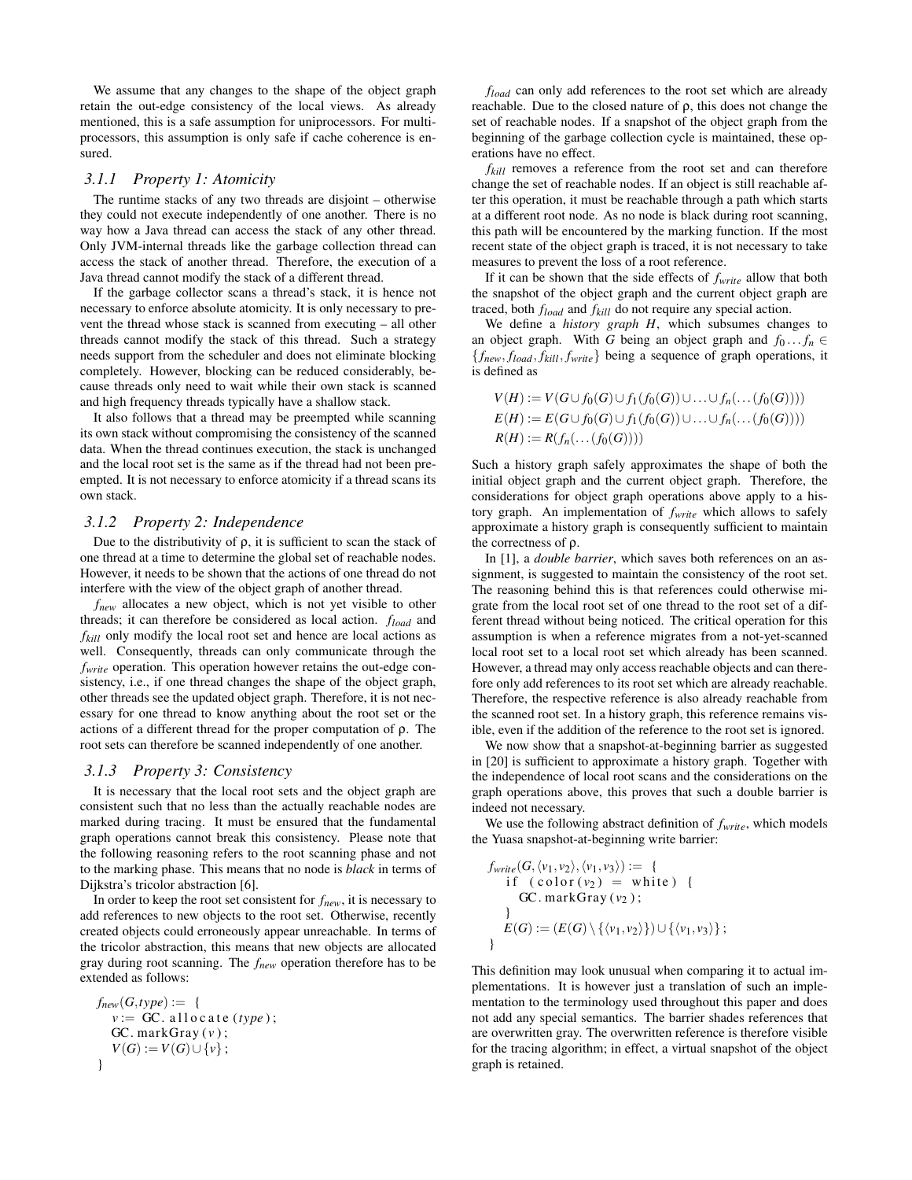We assume that any changes to the shape of the object graph retain the out-edge consistency of the local views. As already mentioned, this is a safe assumption for uniprocessors. For multiprocessors, this assumption is only safe if cache coherence is ensured.

### 3.1.1 Property 1: Atomicity

The runtime stacks of any two threads are disjoint – otherwise they could not execute independently of one another. There is no way how a Java thread can access the stack of any other thread. Only JVM-internal threads like the garbage collection thread can access the stack of another thread. Therefore, the execution of a Java thread cannot modify the stack of a different thread.

If the garbage collector scans a thread's stack, it is hence not necessary to enforce absolute atomicity. It is only necessary to prevent the thread whose stack is scanned from executing – all other threads cannot modify the stack of this thread. Such a strategy needs support from the scheduler and does not eliminate blocking completely. However, blocking can be reduced considerably, because threads only need to wait while their own stack is scanned and high frequency threads typically have a shallow stack.

It also follows that a thread may be preempted while scanning its own stack without compromising the consistency of the scanned data. When the thread continues execution, the stack is unchanged and the local root set is the same as if the thread had not been preempted. It is not necessary to enforce atomicity if a thread scans its own stack.

### 3.1.2 Property 2: Independence

Due to the distributivity of $\rho$, it is sufficient to scan the stack of one thread at a time to determine the global set of reachable nodes. However, it needs to be shown that the actions of one thread do not interfere with the view of the object graph of another thread.

$f_{new}$ allocates a new object, which is not yet visible to other threads; it can therefore be considered as local action. $f_{load}$ and $f_{kill}$ only modify the local root set and hence are local actions as well. Consequently, threads can only communicate through the $f_{write}$ operation. This operation however retains the out-edge consistency, i.e., if one thread changes the shape of the object graph, other threads see the updated object graph. Therefore, it is not necessary for one thread to know anything about the root set or the actions of a different thread for the proper computation of $\rho$. The root sets can therefore be scanned independently of one another.

### 3.1.3 Property 3: Consistency

It is necessary that the local root sets and the object graph are consistent such that no less than the actually reachable nodes are marked during tracing. It must be ensured that the fundamental graph operations cannot break this consistency. Please note that the following reasoning refers to the root scanning phase and not to the marking phase. This means that no node is *black* in terms of Dijkstra's tricolor abstraction [6].

In order to keep the root set consistent for $f_{new}$, it is necessary to add references to new objects to the root set. Otherwise, recently created objects could erroneously appear unreachable. In terms of the tricolor abstraction, this means that new objects are allocated gray during root scanning. The $f_{new}$ operation therefore has to be extended as follows:

```
f_new(G, type) := {
    v := GC.allocate(type);
    GC.markGray(v);
    V(G) := V(G) ∪ {v};
}
```

$f_{load}$ can only add references to the root set which are already reachable. Due to the closed nature of $\rho$, this does not change the set of reachable nodes. If a snapshot of the object graph from the beginning of the garbage collection cycle is maintained, these operations have no effect.

$f_{kill}$ removes a reference from the root set and can therefore change the set of reachable nodes. If an object is still reachable after this operation, it must be reachable through a path which starts at a different root node. As no node is black during root scanning, this path will be encountered by the marking function. If the most recent state of the object graph is traced, it is not necessary to take measures to prevent the loss of a root reference.

If it can be shown that the side effects of $f_{write}$ allow that both the snapshot of the object graph and the current object graph are traced, both $f_{load}$ and $f_{kill}$ do not require any special action.

We define a *history graph* $H$, which subsumes changes to an object graph. With $G$ being an object graph and $f_0 \dots f_n \in \{f_{new}, f_{load}, f_{kill}, f_{write}\}$ being a sequence of graph operations, it is defined as

$$
\begin{aligned}
V(H) &:= V(G \cup f_0(G) \cup f_1(f_0(G)) \cup \ldots \cup f_n(\ldots(f_0(G)))) \\
E(H) &:= E(G \cup f_0(G) \cup f_1(f_0(G)) \cup \ldots \cup f_n(\ldots(f_0(G)))) \\
R(H) &:= R(f_n(\ldots(f_0(G))))
\end{aligned}
$$

Such a history graph safely approximates the shape of both the initial object graph and the current object graph. Therefore, the considerations for object graph operations above apply to a history graph. An implementation of $f_{write}$ which allows to safely approximate a history graph is consequently sufficient to maintain the correctness of $\rho$.

In [1], a *double barrier*, which saves both references on an assignment, is suggested to maintain the consistency of the root set. The reasoning behind this is that references could otherwise migrate from the local root set of one thread to the root set of a different thread without being noticed. The critical operation for this assumption is when a reference migrates from a not-yet-scanned local root set to a local root set which already has been scanned. However, a thread may only access reachable objects and can therefore only add references to its root set which are already reachable. Therefore, the respective reference is also already reachable from the scanned root set. In a history graph, this reference remains visible, even if the addition of the reference to the root set is ignored.

We now show that a snapshot-at-beginning barrier as suggested in [20] is sufficient to approximate a history graph. Together with the independence of local root scans and the considerations on the graph operations above, this proves that such a double barrier is indeed not necessary.

We use the following abstract definition of $f_{write}$, which models the Yuasa snapshot-at-beginning write barrier:

```
f_write(G, ⟨v1, v2⟩, ⟨v1, v3⟩) := {
    if (color(v2) = white) {
        GC.markGray(v2);
    }
    E(G) := (E(G) \ {⟨v1, v2⟩}) ∪ {⟨v1, v3⟩};
}
```

This definition may look unusual when comparing it to actual implementations. It is however just a translation of such an implementation to the terminology used throughout this paper and does not add any special semantics. The barrier shades references that are overwritten gray. The overwritten reference is therefore visible for the tracing algorithm; in effect, a virtual snapshot of the object graph is retained.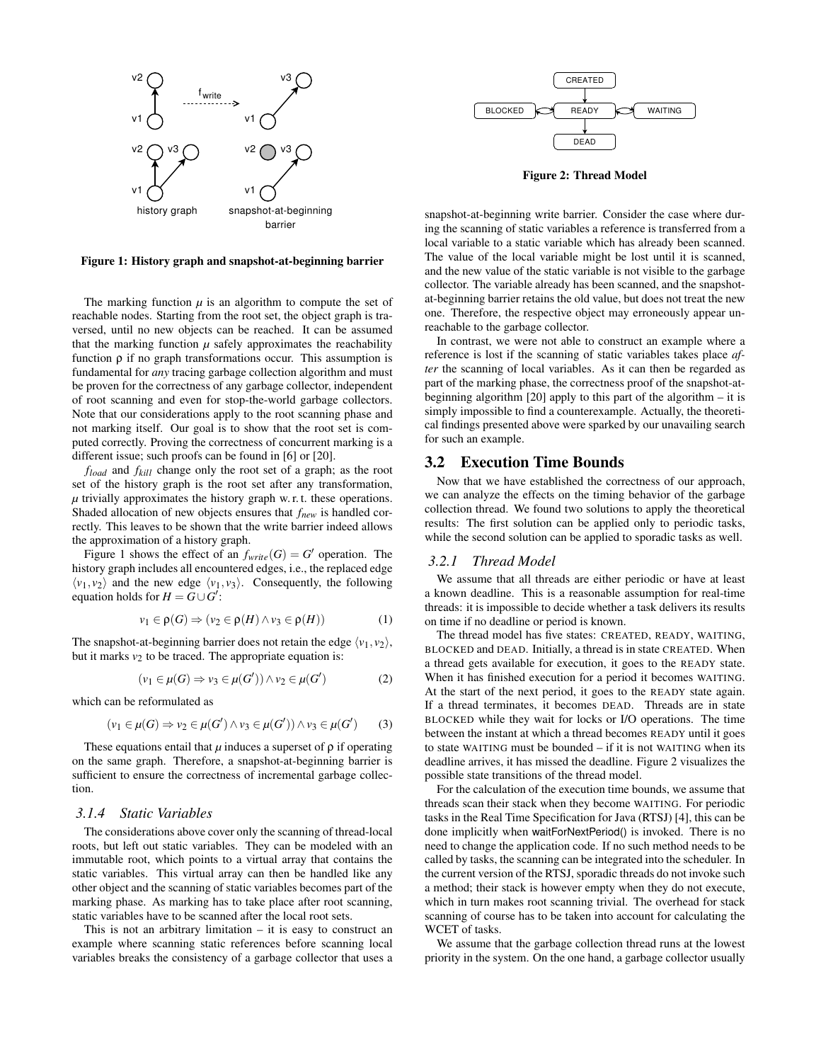Figure 1: History graph and snapshot-at-beginning barrier

The marking function $\mu$ is an algorithm to compute the set of reachable nodes. Starting from the root set, the object graph is traversed, until no new objects can be reached. It can be assumed that the marking function $\mu$ safely approximates the reachability function $\rho$ if no graph transformations occur. This assumption is fundamental for *any* tracing garbage collection algorithm and must be proven for the correctness of any garbage collector, independent of root scanning and even for stop-the-world garbage collectors. Note that our considerations apply to the root scanning phase and not marking itself. Our goal is to show that the root set is computed correctly. Proving the correctness of concurrent marking is a different issue; such proofs can be found in [6] or [20].

$f_{load}$ and $f_{kill}$ change only the root set of a graph; as the root set of the history graph is the root set after any transformation, $\mu$ trivially approximates the history graph w. r. t. these operations. Shaded allocation of new objects ensures that $f_{new}$ is handled correctly. This leaves to be shown that the write barrier indeed allows the approximation of a history graph.

Figure 1 shows the effect of an $f_{write}(G) = G'$ operation. The history graph includes all encountered edges, i.e., the replaced edge $\langle v_1, v_2\rangle$ and the new edge $\langle v_1, v_3\rangle$. Consequently, the following equation holds for $H = G \cup G'$:

$$v_1 \in \rho(G) \Rightarrow (v_2 \in \rho(H) \wedge v_3 \in \rho(H)) \tag{1}$$

The snapshot-at-beginning barrier does not retain the edge $\langle v_1, v_2\rangle$, but it marks $v_2$ to be traced. The appropriate equation is:

$$(v_1 \in \mu(G) \Rightarrow v_3 \in \mu(G')) \wedge v_2 \in \mu(G') \tag{2}$$

which can be reformulated as

$$(v_1 \in \mu(G) \Rightarrow v_2 \in \mu(G') \wedge v_3 \in \mu(G')) \wedge v_3 \in \mu(G') \tag{3}$$

These equations entail that $\mu$ induces a superset of $\rho$ if operating on the same graph. Therefore, a snapshot-at-beginning barrier is sufficient to ensure the correctness of incremental garbage collection.

### 3.1.4 Static Variables

The considerations above cover only the scanning of thread-local roots, but left out static variables. They can be modeled with an immutable root, which points to a virtual array that contains the static variables. This virtual array can then be handled like any other object and the scanning of static variables becomes part of the marking phase. As marking has to take place after root scanning, static variables have to be scanned after the local root sets.

This is not an arbitrary limitation – it is easy to construct an example where scanning static references before scanning local variables breaks the consistency of a garbage collector that uses a snapshot-at-beginning write barrier. Consider the case where during the scanning of static variables a reference is transferred from a local variable to a static variable which has already been scanned. The value of the local variable might be lost until it is scanned, and the new value of the static variable is not visible to the garbage collector. The variable already has been scanned, and the snapshot-at-beginning barrier retains the old value, but does not treat the new one. Therefore, the respective object may erroneously appear unreachable to the garbage collector.

In contrast, we were not able to construct an example where a reference is lost if the scanning of static variables takes place *after* the scanning of local variables. As it can then be regarded as part of the marking phase, the correctness proof of the snapshot-at-beginning algorithm [20] apply to this part of the algorithm – it is simply impossible to find a counterexample. Actually, the theoretical findings presented above were sparked by our unavailing search for such an example.

## 3.2 Execution Time Bounds

Now that we have established the correctness of our approach, we can analyze the effects on the timing behavior of the garbage collection thread. We found two solutions to apply the theoretical results: The first solution can be applied only to periodic tasks, while the second solution can be applied to sporadic tasks as well.

### 3.2.1 Thread Model

We assume that all threads are either periodic or have at least a known deadline. This is a reasonable assumption for real-time threads: it is impossible to decide whether a task delivers its results on time if no deadline or period is known.

Figure 2: Thread Model

The thread model has five states: CREATED, READY, WAITING, BLOCKED and DEAD. Initially, a thread is in state CREATED. When a thread gets available for execution, it goes to the READY state. When it has finished execution for a period it becomes WAITING. At the start of the next period, it goes to the READY state again. If a thread terminates, it becomes DEAD. Threads are in state BLOCKED while they wait for locks or I/O operations. The time between the instant at which a thread becomes READY until it goes to state WAITING must be bounded – if it is not WAITING when its deadline arrives, it has missed the deadline. Figure 2 visualizes the possible state transitions of the thread model.

For the calculation of the execution time bounds, we assume that threads scan their stack when they become WAITING. For periodic tasks in the Real Time Specification for Java (RTSJ) [4], this can be done implicitly when waitForNextPeriod() is invoked. There is no need to change the application code. If no such method needs to be called by tasks, the scanning can be integrated into the scheduler. In the current version of the RTSJ, sporadic threads do not invoke such a method; their stack is however empty when they do not execute, which in turn makes root scanning trivial. The overhead for stack scanning of course has to be taken into account for calculating the WCET of tasks.

We assume that the garbage collection thread runs at the lowest priority in the system. On the one hand, a garbage collector usually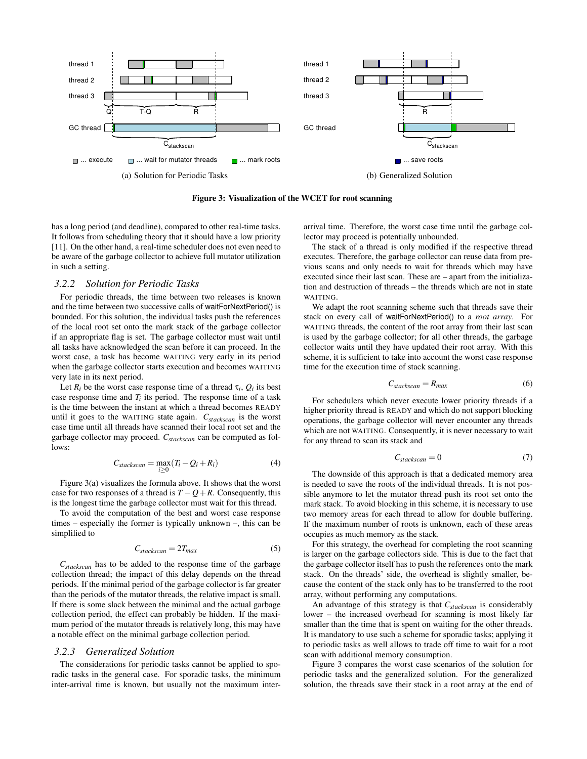(a) Solution for Periodic Tasks

(b) Generalized Solution

**Figure 3: Visualization of the WCET for root scanning**

has a long period (and deadline), compared to other real-time tasks. It follows from scheduling theory that it should have a low priority [11]. On the other hand, a real-time scheduler does not even need to be aware of the garbage collector to achieve full mutator utilization in such a setting.

### 3.2.2 Solution for Periodic Tasks

For periodic threads, the time between two releases is known and the time between two successive calls of waitForNextPeriod() is bounded. For this solution, the individual tasks push the references of the local root set onto the mark stack of the garbage collector if an appropriate flag is set. The garbage collector must wait until all tasks have acknowledged the scan before it can proceed. In the worst case, a task has become WAITING very early in its period when the garbage collector starts execution and becomes WAITING very late in its next period.

Let $R_i$ be the worst case response time of a thread $\tau_i$, $Q_i$ its best case response time and $T_i$ its period. The response time of a task is the time between the instant at which a thread becomes READY until it goes to the WAITING state again. $C_{stackscan}$ is the worst case time until all threads have scanned their local root set and the garbage collector may proceed. $C_{stackscan}$ can be computed as follows:

$$C_{stackscan} = \max_{i \geq 0}(T_i - Q_i + R_i) \tag{4}$$

Figure 3(a) visualizes the formula above. It shows that the worst case for two responses of a thread is $T - Q + R$. Consequently, this is the longest time the garbage collector must wait for this thread.

To avoid the computation of the best and worst case response times – especially the former is typically unknown –, this can be simplified to

$$C_{stackscan} = 2T_{max} \tag{5}$$

$C_{stackscan}$ has to be added to the response time of the garbage collection thread; the impact of this delay depends on the thread periods. If the minimal period of the garbage collector is far greater than the periods of the mutator threads, the relative impact is small. If there is some slack between the minimal and the actual garbage collection period, the effect can probably be hidden. If the maximum period of the mutator threads is relatively long, this may have a notable effect on the minimal garbage collection period.

### 3.2.3 Generalized Solution

The considerations for periodic tasks cannot be applied to sporadic tasks in the general case. For sporadic tasks, the minimum inter-arrival time is known, but usually not the maximum inter-arrival time. Therefore, the worst case time until the garbage collector may proceed is potentially unbounded.

The stack of a thread is only modified if the respective thread executes. Therefore, the garbage collector can reuse data from previous scans and only needs to wait for threads which may have executed since their last scan. These are – apart from the initialization and destruction of threads – the threads which are not in state WAITING.

We adapt the root scanning scheme such that threads save their stack on every call of waitForNextPeriod() to a *root array*. For WAITING threads, the content of the root array from their last scan is used by the garbage collector; for all other threads, the garbage collector waits until they have updated their root array. With this scheme, it is sufficient to take into account the worst case response time for the execution time of stack scanning.

$$C_{stackscan} = R_{max} \tag{6}$$

For schedulers which never execute lower priority threads if a higher priority thread is READY and which do not support blocking operations, the garbage collector will never encounter any threads which are not WAITING. Consequently, it is never necessary to wait for any thread to scan its stack and

$$C_{stackscan} = 0 \tag{7}$$

The downside of this approach is that a dedicated memory area is needed to save the roots of the individual threads. It is not possible anymore to let the mutator thread push its root set onto the mark stack. To avoid blocking in this scheme, it is necessary to use two memory areas for each thread to allow for double buffering. If the maximum number of roots is unknown, each of these areas occupies as much memory as the stack.

For this strategy, the overhead for completing the root scanning is larger on the garbage collectors side. This is due to the fact that the garbage collector itself has to push the references onto the mark stack. On the threads' side, the overhead is slightly smaller, because the content of the stack only has to be transferred to the root array, without performing any computations.

An advantage of this strategy is that $C_{stackscan}$ is considerably lower – the increased overhead for scanning is most likely far smaller than the time that is spent on waiting for the other threads. It is mandatory to use such a scheme for sporadic tasks; applying it to periodic tasks as well allows to trade off time to wait for a root scan with additional memory consumption.

Figure 3 compares the worst case scenarios of the solution for periodic tasks and the generalized solution. For the generalized solution, the threads save their stack in a root array at the end of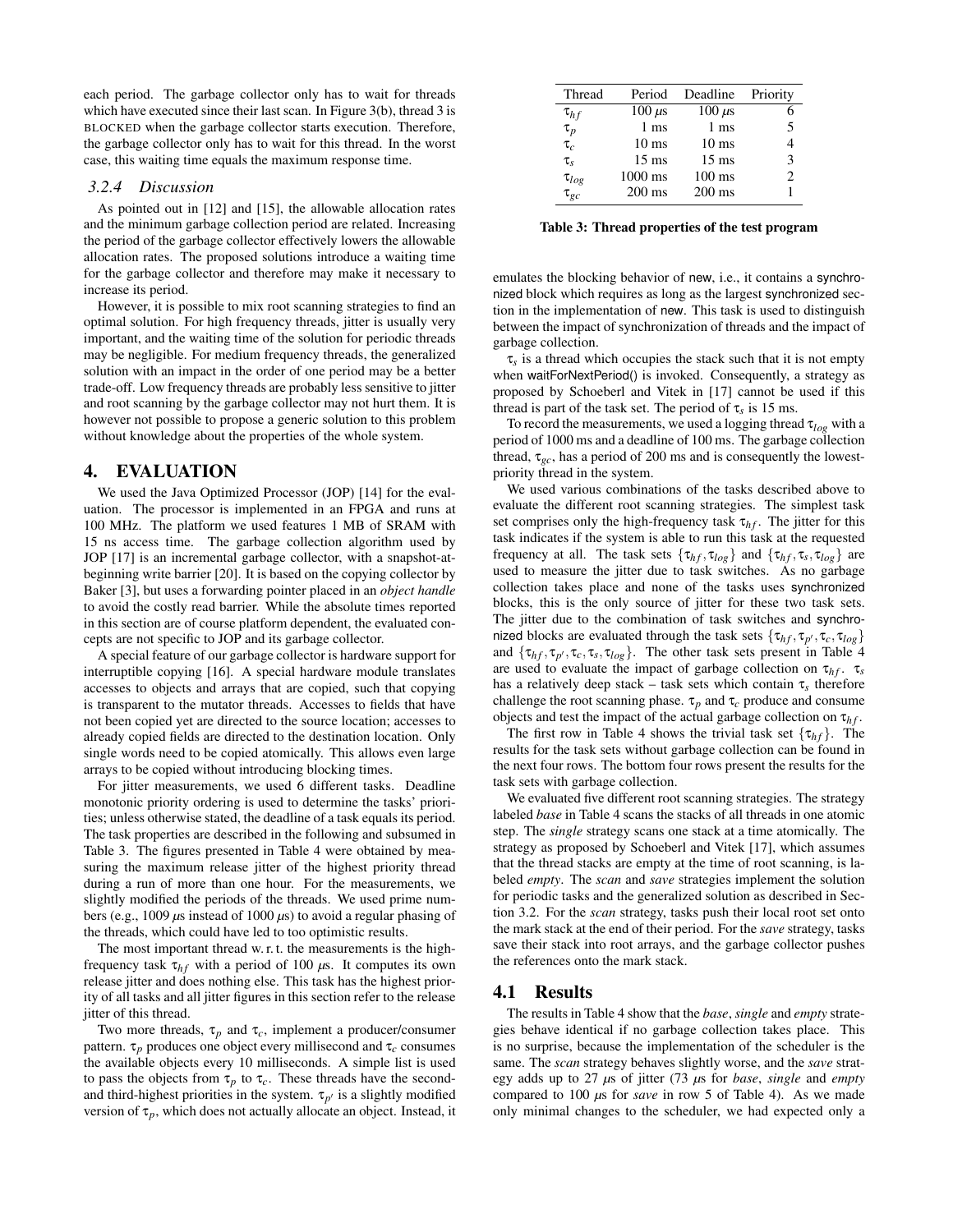each period. The garbage collector only has to wait for threads which have executed since their last scan. In Figure 3(b), thread 3 is BLOCKED when the garbage collector starts execution. Therefore, the garbage collector only has to wait for this thread. In the worst case, this waiting time equals the maximum response time.

#### 3.2.4 Discussion

As pointed out in [12] and [15], the allowable allocation rates and the minimum garbage collection period are related. Increasing the period of the garbage collector effectively lowers the allowable allocation rates. The proposed solutions introduce a waiting time for the garbage collector and therefore may make it necessary to increase its period.

However, it is possible to mix root scanning strategies to find an optimal solution. For high frequency threads, jitter is usually very important, and the waiting time of the solution for periodic threads may be negligible. For medium frequency threads, the generalized solution with an impact in the order of one period may be a better trade-off. Low frequency threads are probably less sensitive to jitter and root scanning by the garbage collector may not hurt them. It is however not possible to propose a generic solution to this problem without knowledge about the properties of the whole system.

## 4. EVALUATION

We used the Java Optimized Processor (JOP) [14] for the evaluation. The processor is implemented in an FPGA and runs at 100 MHz. The platform we used features 1 MB of SRAM with 15 ns access time. The garbage collection algorithm used by JOP [17] is an incremental garbage collector, with a snapshot-at-beginning write barrier [20]. It is based on the copying collector by Baker [3], but uses a forwarding pointer placed in an *object handle* to avoid the costly read barrier. While the absolute times reported in this section are of course platform dependent, the evaluated concepts are not specific to JOP and its garbage collector.

A special feature of our garbage collector is hardware support for interruptible copying [16]. A special hardware module translates accesses to objects and arrays that are copied, such that copying is transparent to the mutator threads. Accesses to fields that have not been copied yet are directed to the source location; accesses to already copied fields are directed to the destination location. Only single words need to be copied atomically. This allows even large arrays to be copied without introducing blocking times.

For jitter measurements, we used 6 different tasks. Deadline monotonic priority ordering is used to determine the tasks' priorities; unless otherwise stated, the deadline of a task equals its period. The task properties are described in the following and subsumed in Table 3. The figures presented in Table 4 were obtained by measuring the maximum release jitter of the highest priority thread during a run of more than one hour. For the measurements, we slightly modified the periods of the threads. We used prime numbers (e.g., 1009 $\mu$s instead of 1000 $\mu$s) to avoid a regular phasing of the threads, which could have led to too optimistic results.

The most important thread w. r. t. the measurements is the high-frequency task $\tau_{hf}$ with a period of 100 $\mu$s. It computes its own release jitter and does nothing else. This task has the highest priority of all tasks and all jitter figures in this section refer to the release jitter of this thread.

Two more threads, $\tau_p$ and $\tau_c$, implement a producer/consumer pattern. $\tau_p$ produces one object every millisecond and $\tau_c$ consumes the available objects every 10 milliseconds. A simple list is used to pass the objects from $\tau_p$ to $\tau_c$. These threads have the second- and third-highest priorities in the system. $\tau_{p'}$ is a slightly modified version of $\tau_p$, which does not actually allocate an object. Instead, it emulates the blocking behavior of new, i.e., it contains a synchronized block which requires as long as the largest synchronized section in the implementation of new. This task is used to distinguish between the impact of synchronization of threads and the impact of garbage collection.

| Thread | Period | Deadline | Priority |
|---|---|---|---|
| $\tau_{hf}$ | 100 $\mu$s | 100 $\mu$s | 6 |
| $\tau_p$ | 1 ms | 1 ms | 5 |
| $\tau_c$ | 10 ms | 10 ms | 4 |
| $\tau_s$ | 15 ms | 15 ms | 3 |
| $\tau_{log}$ | 1000 ms | 100 ms | 2 |
| $\tau_{gc}$ | 200 ms | 200 ms | 1 |

**Table 3: Thread properties of the test program**

$\tau_s$ is a thread which occupies the stack such that it is not empty when waitForNextPeriod() is invoked. Consequently, a strategy as proposed by Schoeberl and Vitek in [17] cannot be used if this thread is part of the task set. The period of $\tau_s$ is 15 ms.

To record the measurements, we used a logging thread $\tau_{log}$ with a period of 1000 ms and a deadline of 100 ms. The garbage collection thread, $\tau_{gc}$, has a period of 200 ms and is consequently the lowest-priority thread in the system.

We used various combinations of the tasks described above to evaluate the different root scanning strategies. The simplest task set comprises only the high-frequency task $\tau_{hf}$. The jitter for this task indicates if the system is able to run this task at the requested frequency at all. The task sets $\{\tau_{hf}, \tau_{log}\}$ and $\{\tau_{hf}, \tau_s, \tau_{log}\}$ are used to measure the jitter due to task switches. As no garbage collection takes place and none of the tasks uses synchronized blocks, this is the only source of jitter for these two task sets. The jitter due to the combination of task switches and synchronized blocks are evaluated through the task sets $\{\tau_{hf}, \tau_{p'}, \tau_c, \tau_{log}\}$ and $\{\tau_{hf}, \tau_{p'}, \tau_c, \tau_s, \tau_{log}\}$. The other task sets present in Table 4 are used to evaluate the impact of garbage collection on $\tau_{hf}$. $\tau_s$ has a relatively deep stack – task sets which contain $\tau_s$ therefore challenge the root scanning phase. $\tau_p$ and $\tau_c$ produce and consume objects and test the impact of the actual garbage collection on $\tau_{hf}$.

The first row in Table 4 shows the trivial task set $\{\tau_{hf}\}$. The results for the task sets without garbage collection can be found in the next four rows. The bottom four rows present the results for the task sets with garbage collection.

We evaluated five different root scanning strategies. The strategy labeled *base* in Table 4 scans the stacks of all threads in one atomic step. The *single* strategy scans one stack at a time atomically. The strategy as proposed by Schoeberl and Vitek [17], which assumes that the thread stacks are empty at the time of root scanning, is labeled *empty*. The *scan* and *save* strategies implement the solution for periodic tasks and the generalized solution as described in Section 3.2. For the *scan* strategy, tasks push their local root set onto the mark stack at the end of their period. For the *save* strategy, tasks save their stack into root arrays, and the garbage collector pushes the references onto the mark stack.

### 4.1 Results

The results in Table 4 show that the *base*, *single* and *empty* strategies behave identical if no garbage collection takes place. This is no surprise, because the implementation of the scheduler is the same. The *scan* strategy behaves slightly worse, and the *save* strategy adds up to 27 $\mu$s of jitter (73 $\mu$s for *base*, *single* and *empty* compared to 100 $\mu$s for *save* in row 5 of Table 4). As we made only minimal changes to the scheduler, we had expected only a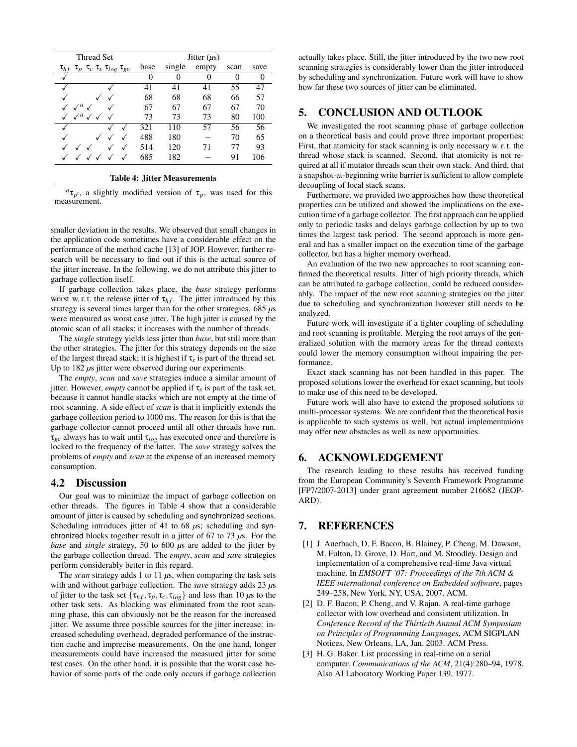| Thread Set | | | | | | Jitter ($\mu$s) | | | | |
|---|---|---|---|---|---|---|---|---|---|---|
| $\tau_{hf}$ | $\tau_p$ | $\tau_c$ | $\tau_s$ | $\tau_{log}$ | $\tau_{gc}$ | base | single | empty | scan | save |
| ✓ | | | | | | 0 | 0 | 0 | 0 | 0 |
| ✓ | | | | ✓ | | 41 | 41 | 41 | 55 | 47 |
| ✓ | | | ✓ | ✓ | | 68 | 68 | 68 | 66 | 57 |
| ✓ | ✓[a] | ✓ | | ✓ | | 67 | 67 | 67 | 67 | 70 |
| ✓ | ✓[a] | ✓ | ✓ | ✓ | | 73 | 73 | 73 | 80 | 100 |
| ✓ | | | | ✓ | ✓ | 321 | 110 | 57 | 56 | 56 |
| ✓ | | | ✓ | ✓ | ✓ | 488 | 180 | – | 70 | 65 |
| ✓ | ✓ | ✓ | | ✓ | ✓ | 514 | 120 | 71 | 77 | 93 |
| ✓ | ✓ | ✓ | ✓ | ✓ | ✓ | 685 | 182 | – | 91 | 106 |

**Table 4: Jitter Measurements**

[a] $\tau_{p'}$, a slightly modified version of $\tau_p$, was used for this measurement.

smaller deviation in the results. We observed that small changes in the application code sometimes have a considerable effect on the performance of the method cache [13] of JOP. However, further research will be necessary to find out if this is the actual source of the jitter increase. In the following, we do not attribute this jitter to garbage collection itself.

If garbage collection takes place, the *base* strategy performs worst w. r. t. the release jitter of $\tau_{hf}$. The jitter introduced by this strategy is several times larger than for the other strategies. 685 $\mu$s were measured as worst case jitter. The high jitter is caused by the atomic scan of all stacks; it increases with the number of threads.

The *single* strategy yields less jitter than *base*, but still more than the other strategies. The jitter for this strategy depends on the size of the largest thread stack; it is highest if $\tau_s$ is part of the thread set. Up to 182 $\mu$s jitter were observed during our experiments.

The *empty*, *scan* and *save* strategies induce a similar amount of jitter. However, *empty* cannot be applied if $\tau_s$ is part of the task set, because it cannot handle stacks which are not empty at the time of root scanning. A side effect of *scan* is that it implicitly extends the garbage collection period to 1000 ms. The reason for this is that the garbage collector cannot proceed until all other threads have run. $\tau_{gc}$ always has to wait until $\tau_{log}$ has executed once and therefore is locked to the frequency of the latter. The *save* strategy solves the problems of *empty* and *scan* at the expense of an increased memory consumption.

## 4.2 Discussion

Our goal was to minimize the impact of garbage collection on other threads. The figures in Table 4 show that a considerable amount of jitter is caused by scheduling and synchronized sections. Scheduling introduces jitter of 41 to 68 $\mu$s; scheduling and synchronized blocks together result in a jitter of 67 to 73 $\mu$s. For the *base* and *single* strategy, 50 to 600 $\mu$s are added to the jitter by the garbage collection thread. The *empty*, *scan* and *save* strategies perform considerably better in this regard.

The *scan* strategy adds 1 to 11 $\mu$s, when comparing the task sets with and without garbage collection. The *save* strategy adds 23 $\mu$s of jitter to the task set $\{\tau_{hf}, \tau_p, \tau_c, \tau_{log}\}$ and less than 10 $\mu$s to the other task sets. As blocking was eliminated from the root scanning phase, this can obviously not be the reason for the increased jitter. We assume three possible sources for the jitter increase: increased scheduling overhead, degraded performance of the instruction cache and imprecise measurements. On the one hand, longer measurements could have increased the measured jitter for some test cases. On the other hand, it is possible that the worst case behavior of some parts of the code only occurs if garbage collection actually takes place. Still, the jitter introduced by the two new root scanning strategies is considerably lower than the jitter introduced by scheduling and synchronization. Future work will have to show how far these two sources of jitter can be eliminated.

# 5. CONCLUSION AND OUTLOOK

We investigated the root scanning phase of garbage collection on a theoretical basis and could prove three important properties: First, that atomicity for stack scanning is only necessary w. r. t. the thread whose stack is scanned. Second, that atomicity is not required at all if mutator threads scan their own stack. And third, that a snapshot-at-beginning write barrier is sufficient to allow complete decoupling of local stack scans.

Furthermore, we provided two approaches how these theoretical properties can be utilized and showed the implications on the execution time of a garbage collector. The first approach can be applied only to periodic tasks and delays garbage collection by up to two times the largest task period. The second approach is more general and has a smaller impact on the execution time of the garbage collector, but has a higher memory overhead.

An evaluation of the two new approaches to root scanning confirmed the theoretical results. Jitter of high priority threads, which can be attributed to garbage collection, could be reduced considerably. The impact of the new root scanning strategies on the jitter due to scheduling and synchronization however still needs to be analyzed.

Future work will investigate if a tighter coupling of scheduling and root scanning is profitable. Merging the root arrays of the generalized solution with the memory areas for the thread contexts could lower the memory consumption without impairing the performance.

Exact stack scanning has not been handled in this paper. The proposed solutions lower the overhead for exact scanning, but tools to make use of this need to be developed.

Future work will also have to extend the proposed solutions to multi-processor systems. We are confident that the theoretical basis is applicable to such systems as well, but actual implementations may offer new obstacles as well as new opportunities.

# 6. ACKNOWLEDGEMENT

The research leading to these results has received funding from the European Community's Seventh Framework Programme [FP7/2007-2013] under grant agreement number 216682 (JEOPARD).

# 7. REFERENCES

[1] J. Auerbach, D. F. Bacon, B. Blainey, P. Cheng, M. Dawson, M. Fulton, D. Grove, D. Hart, and M. Stoodley. Design and implementation of a comprehensive real-time Java virtual machine. In *EMSOFT '07: Proceedings of the 7th ACM & IEEE international conference on Embedded software*, pages 249–258, New York, NY, USA, 2007. ACM.

[2] D. F. Bacon, P. Cheng, and V. Rajan. A real-time garbage collector with low overhead and consistent utilization. In *Conference Record of the Thirtieth Annual ACM Symposium on Principles of Programming Languages*, ACM SIGPLAN Notices, New Orleans, LA, Jan. 2003. ACM Press.

[3] H. G. Baker. List processing in real-time on a serial computer. *Communications of the ACM*, 21(4):280–94, 1978. Also AI Laboratory Working Paper 139, 1977.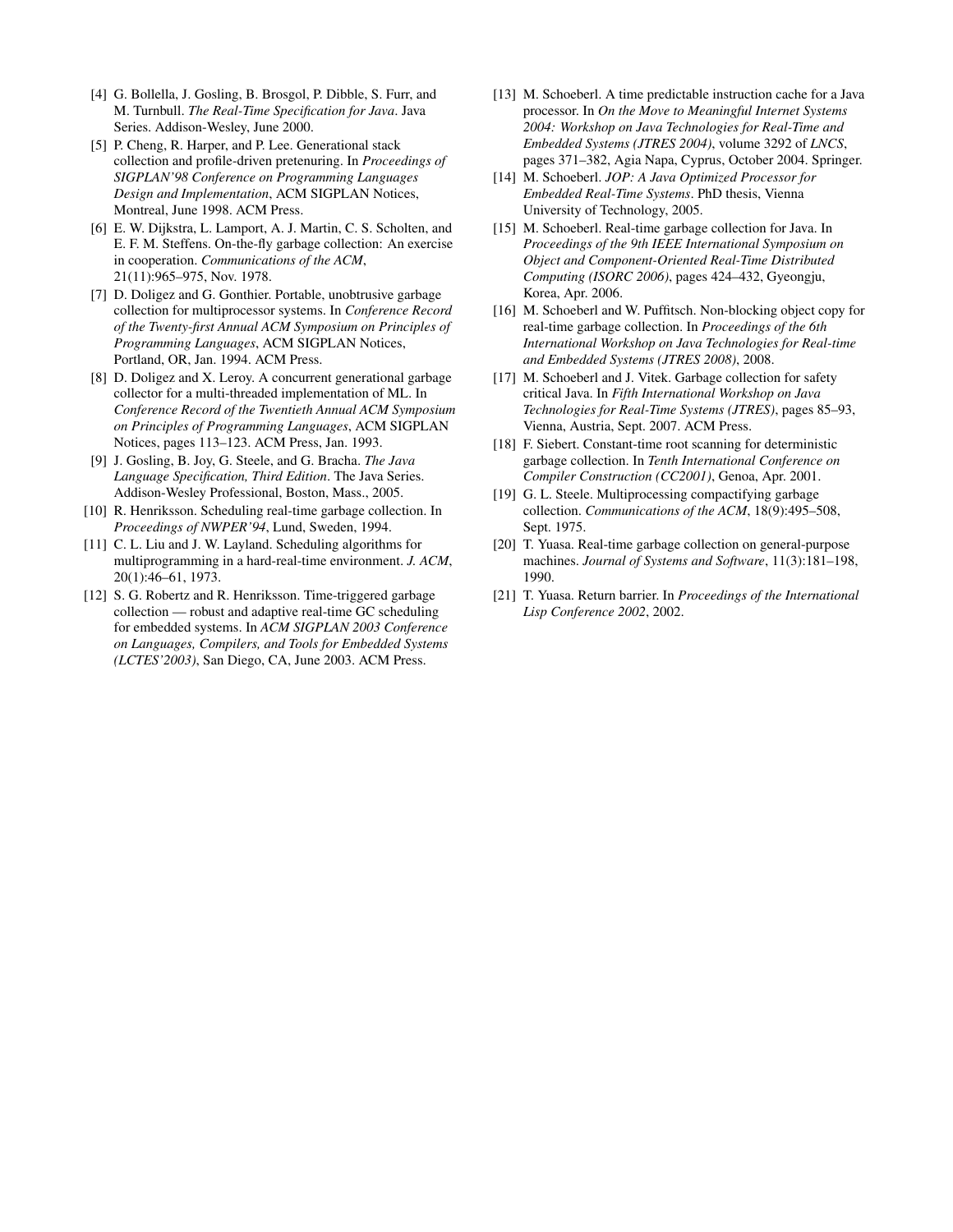[4] G. Bollella, J. Gosling, B. Brosgol, P. Dibble, S. Furr, and M. Turnbull. *The Real-Time Specification for Java*. Java Series. Addison-Wesley, June 2000.

[5] P. Cheng, R. Harper, and P. Lee. Generational stack collection and profile-driven pretenuring. In *Proceedings of SIGPLAN'98 Conference on Programming Languages Design and Implementation*, ACM SIGPLAN Notices, Montreal, June 1998. ACM Press.

[6] E. W. Dijkstra, L. Lamport, A. J. Martin, C. S. Scholten, and E. F. M. Steffens. On-the-fly garbage collection: An exercise in cooperation. *Communications of the ACM*, 21(11):965–975, Nov. 1978.

[7] D. Doligez and G. Gonthier. Portable, unobtrusive garbage collection for multiprocessor systems. In *Conference Record of the Twenty-first Annual ACM Symposium on Principles of Programming Languages*, ACM SIGPLAN Notices, Portland, OR, Jan. 1994. ACM Press.

[8] D. Doligez and X. Leroy. A concurrent generational garbage collector for a multi-threaded implementation of ML. In *Conference Record of the Twentieth Annual ACM Symposium on Principles of Programming Languages*, ACM SIGPLAN Notices, pages 113–123. ACM Press, Jan. 1993.

[9] J. Gosling, B. Joy, G. Steele, and G. Bracha. *The Java Language Specification, Third Edition*. The Java Series. Addison-Wesley Professional, Boston, Mass., 2005.

[10] R. Henriksson. Scheduling real-time garbage collection. In *Proceedings of NWPER'94*, Lund, Sweden, 1994.

[11] C. L. Liu and J. W. Layland. Scheduling algorithms for multiprogramming in a hard-real-time environment. *J. ACM*, 20(1):46–61, 1973.

[12] S. G. Robertz and R. Henriksson. Time-triggered garbage collection — robust and adaptive real-time GC scheduling for embedded systems. In *ACM SIGPLAN 2003 Conference on Languages, Compilers, and Tools for Embedded Systems (LCTES'2003)*, San Diego, CA, June 2003. ACM Press.

[13] M. Schoeberl. A time predictable instruction cache for a Java processor. In *On the Move to Meaningful Internet Systems 2004: Workshop on Java Technologies for Real-Time and Embedded Systems (JTRES 2004)*, volume 3292 of *LNCS*, pages 371–382, Agia Napa, Cyprus, October 2004. Springer.

[14] M. Schoeberl. *JOP: A Java Optimized Processor for Embedded Real-Time Systems*. PhD thesis, Vienna University of Technology, 2005.

[15] M. Schoeberl. Real-time garbage collection for Java. In *Proceedings of the 9th IEEE International Symposium on Object and Component-Oriented Real-Time Distributed Computing (ISORC 2006)*, pages 424–432, Gyeongju, Korea, Apr. 2006.

[16] M. Schoeberl and W. Puffitsch. Non-blocking object copy for real-time garbage collection. In *Proceedings of the 6th International Workshop on Java Technologies for Real-time and Embedded Systems (JTRES 2008)*, 2008.

[17] M. Schoeberl and J. Vitek. Garbage collection for safety critical Java. In *Fifth International Workshop on Java Technologies for Real-Time Systems (JTRES)*, pages 85–93, Vienna, Austria, Sept. 2007. ACM Press.

[18] F. Siebert. Constant-time root scanning for deterministic garbage collection. In *Tenth International Conference on Compiler Construction (CC2001)*, Genoa, Apr. 2001.

[19] G. L. Steele. Multiprocessing compactifying garbage collection. *Communications of the ACM*, 18(9):495–508, Sept. 1975.

[20] T. Yuasa. Real-time garbage collection on general-purpose machines. *Journal of Systems and Software*, 11(3):181–198, 1990.

[21] T. Yuasa. Return barrier. In *Proceedings of the International Lisp Conference 2002*, 2002.